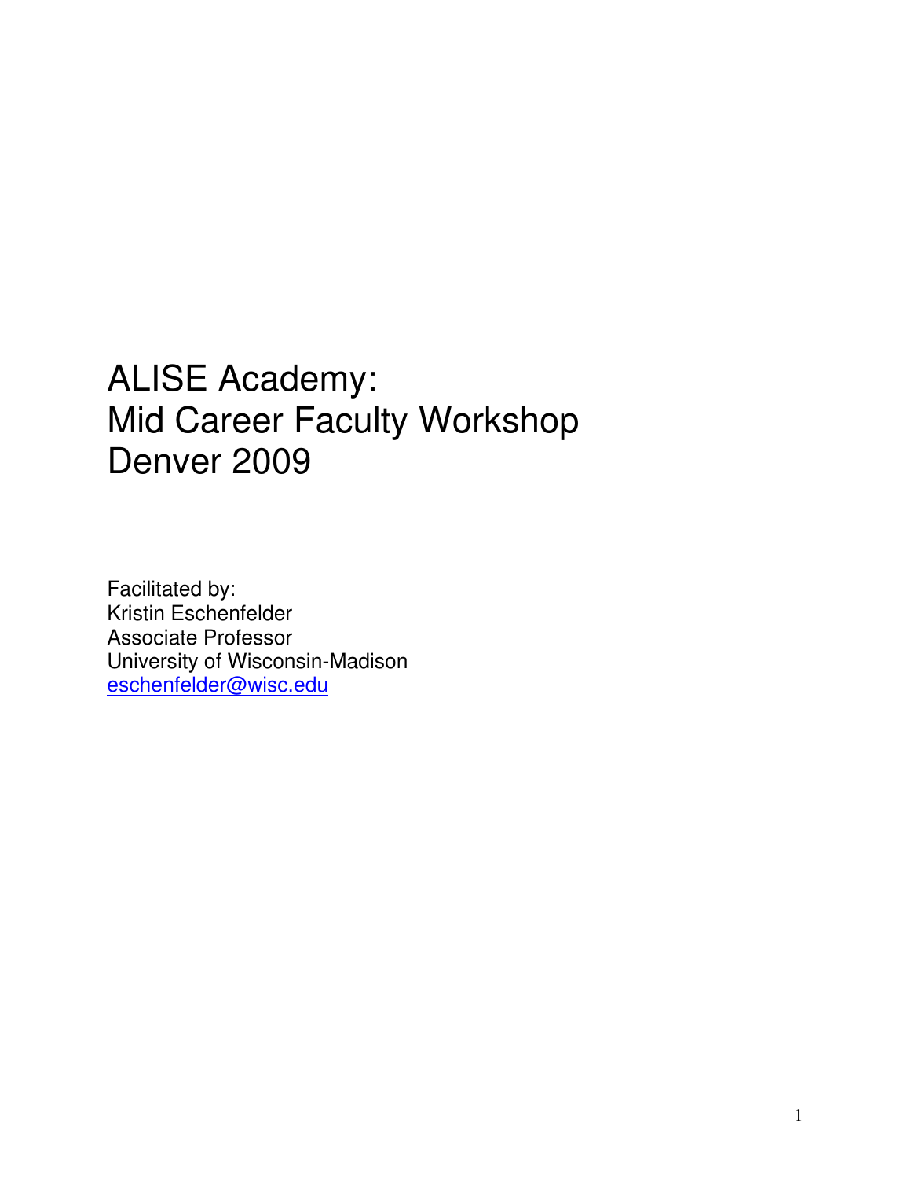# ALISE Academy:
# Mid Career Faculty Workshop
# Denver 2009

Facilitated by:
Kristin Eschenfelder
Associate Professor
University of Wisconsin-Madison
eschenfelder@wisc.edu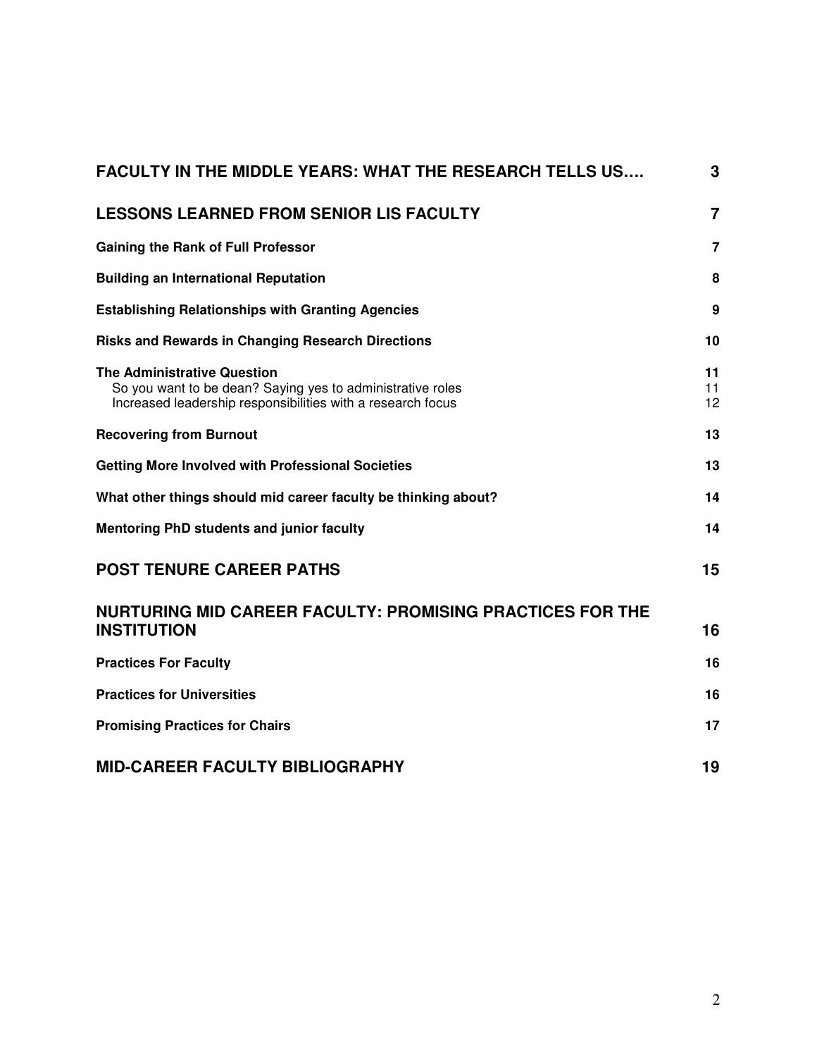| | |
|---|---|
| **FACULTY IN THE MIDDLE YEARS: WHAT THE RESEARCH TELLS US….** | **3** |
| **LESSONS LEARNED FROM SENIOR LIS FACULTY** | **7** |
| **Gaining the Rank of Full Professor** | **7** |
| **Building an International Reputation** | **8** |
| **Establishing Relationships with Granting Agencies** | **9** |
| **Risks and Rewards in Changing Research Directions** | **10** |
| **The Administrative Question** | **11** |
| So you want to be dean? Saying yes to administrative roles | 11 |
| Increased leadership responsibilities with a research focus | 12 |
| **Recovering from Burnout** | **13** |
| **Getting More Involved with Professional Societies** | **13** |
| **What other things should mid career faculty be thinking about?** | **14** |
| **Mentoring PhD students and junior faculty** | **14** |
| **POST TENURE CAREER PATHS** | **15** |
| **NURTURING MID CAREER FACULTY: PROMISING PRACTICES FOR THE INSTITUTION** | **16** |
| **Practices For Faculty** | **16** |
| **Practices for Universities** | **16** |
| **Promising Practices for Chairs** | **17** |
| **MID-CAREER FACULTY BIBLIOGRAPHY** | **19** |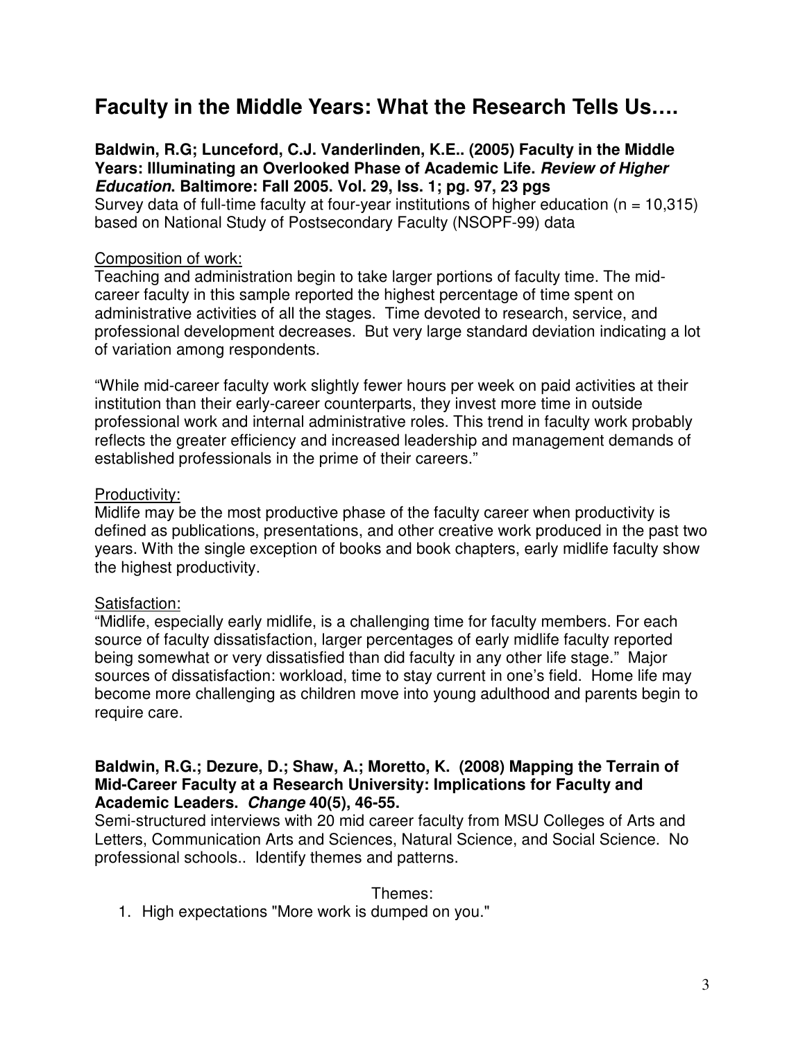# Faculty in the Middle Years: What the Research Tells Us….

**Baldwin, R.G; Lunceford, C.J. Vanderlinden, K.E.. (2005) Faculty in the Middle Years: Illuminating an Overlooked Phase of Academic Life. *Review of Higher Education*. Baltimore: Fall 2005. Vol. 29, Iss. 1; pg. 97, 23 pgs**
Survey data of full-time faculty at four-year institutions of higher education (n = 10,315) based on National Study of Postsecondary Faculty (NSOPF-99) data

<u>Composition of work:</u>
Teaching and administration begin to take larger portions of faculty time. The mid-career faculty in this sample reported the highest percentage of time spent on administrative activities of all the stages. Time devoted to research, service, and professional development decreases. But very large standard deviation indicating a lot of variation among respondents.

"While mid-career faculty work slightly fewer hours per week on paid activities at their institution than their early-career counterparts, they invest more time in outside professional work and internal administrative roles. This trend in faculty work probably reflects the greater efficiency and increased leadership and management demands of established professionals in the prime of their careers."

<u>Productivity:</u>
Midlife may be the most productive phase of the faculty career when productivity is defined as publications, presentations, and other creative work produced in the past two years. With the single exception of books and book chapters, early midlife faculty show the highest productivity.

<u>Satisfaction:</u>
"Midlife, especially early midlife, is a challenging time for faculty members. For each source of faculty dissatisfaction, larger percentages of early midlife faculty reported being somewhat or very dissatisfied than did faculty in any other life stage." Major sources of dissatisfaction: workload, time to stay current in one's field. Home life may become more challenging as children move into young adulthood and parents begin to require care.

**Baldwin, R.G.; Dezure, D.; Shaw, A.; Moretto, K. (2008) Mapping the Terrain of Mid-Career Faculty at a Research University: Implications for Faculty and Academic Leaders. *Change* 40(5), 46-55.**
Semi-structured interviews with 20 mid career faculty from MSU Colleges of Arts and Letters, Communication Arts and Sciences, Natural Science, and Social Science. No professional schools.. Identify themes and patterns.

Themes:

1. High expectations "More work is dumped on you."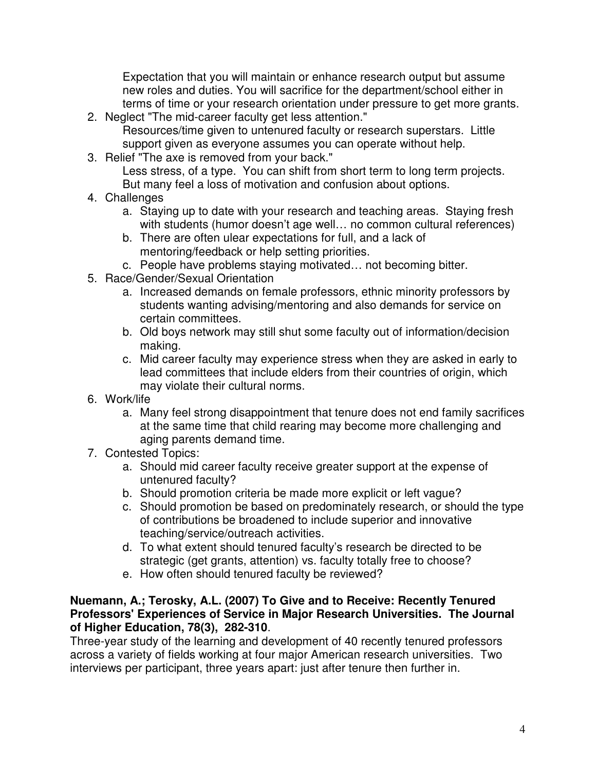Expectation that you will maintain or enhance research output but assume new roles and duties. You will sacrifice for the department/school either in terms of time or your research orientation under pressure to get more grants.

2. Neglect "The mid-career faculty get less attention."
   Resources/time given to untenured faculty or research superstars. Little support given as everyone assumes you can operate without help.
3. Relief "The axe is removed from your back."
   Less stress, of a type. You can shift from short term to long term projects. But many feel a loss of motivation and confusion about options.
4. Challenges
   a. Staying up to date with your research and teaching areas. Staying fresh with students (humor doesn't age well… no common cultural references)
   b. There are often ulear expectations for full, and a lack of mentoring/feedback or help setting priorities.
   c. People have problems staying motivated… not becoming bitter.
5. Race/Gender/Sexual Orientation
   a. Increased demands on female professors, ethnic minority professors by students wanting advising/mentoring and also demands for service on certain committees.
   b. Old boys network may still shut some faculty out of information/decision making.
   c. Mid career faculty may experience stress when they are asked in early to lead committees that include elders from their countries of origin, which may violate their cultural norms.
6. Work/life
   a. Many feel strong disappointment that tenure does not end family sacrifices at the same time that child rearing may become more challenging and aging parents demand time.
7. Contested Topics:
   a. Should mid career faculty receive greater support at the expense of untenured faculty?
   b. Should promotion criteria be made more explicit or left vague?
   c. Should promotion be based on predominately research, or should the type of contributions be broadened to include superior and innovative teaching/service/outreach activities.
   d. To what extent should tenured faculty's research be directed to be strategic (get grants, attention) vs. faculty totally free to choose?
   e. How often should tenured faculty be reviewed?

**Nuemann, A.; Terosky, A.L. (2007) To Give and to Receive: Recently Tenured Professors' Experiences of Service in Major Research Universities. The Journal of Higher Education, 78(3), 282-310**.

Three-year study of the learning and development of 40 recently tenured professors across a variety of fields working at four major American research universities. Two interviews per participant, three years apart: just after tenure then further in.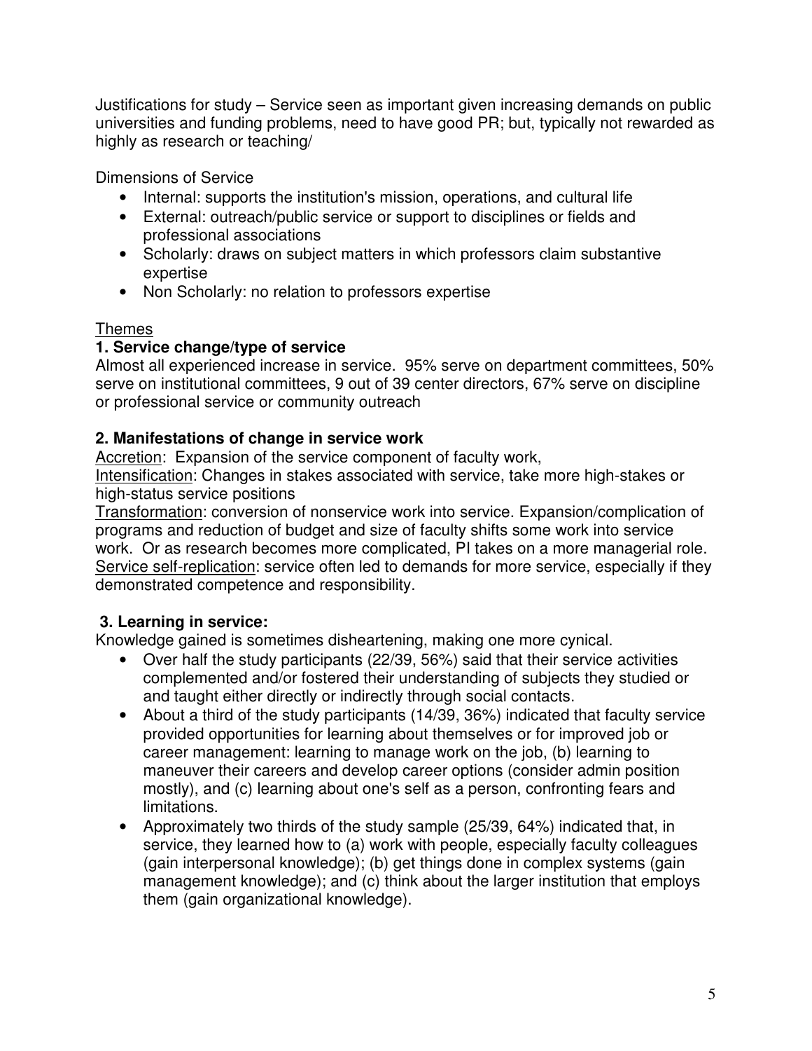Justifications for study – Service seen as important given increasing demands on public universities and funding problems, need to have good PR; but, typically not rewarded as highly as research or teaching/

Dimensions of Service

- Internal: supports the institution's mission, operations, and cultural life
- External: outreach/public service or support to disciplines or fields and professional associations
- Scholarly: draws on subject matters in which professors claim substantive expertise
- Non Scholarly: no relation to professors expertise

<u>Themes</u>

**1. Service change/type of service**

Almost all experienced increase in service. 95% serve on department committees, 50% serve on institutional committees, 9 out of 39 center directors, 67% serve on discipline or professional service or community outreach

**2. Manifestations of change in service work**

<u>Accretion</u>: Expansion of the service component of faculty work,
<u>Intensification</u>: Changes in stakes associated with service, take more high-stakes or high-status service positions
<u>Transformation</u>: conversion of nonservice work into service. Expansion/complication of programs and reduction of budget and size of faculty shifts some work into service work. Or as research becomes more complicated, PI takes on a more managerial role.
<u>Service self-replication</u>: service often led to demands for more service, especially if they demonstrated competence and responsibility.

**3. Learning in service:**

Knowledge gained is sometimes disheartening, making one more cynical.

- Over half the study participants (22/39, 56%) said that their service activities complemented and/or fostered their understanding of subjects they studied or and taught either directly or indirectly through social contacts.
- About a third of the study participants (14/39, 36%) indicated that faculty service provided opportunities for learning about themselves or for improved job or career management: learning to manage work on the job, (b) learning to maneuver their careers and develop career options (consider admin position mostly), and (c) learning about one's self as a person, confronting fears and limitations.
- Approximately two thirds of the study sample (25/39, 64%) indicated that, in service, they learned how to (a) work with people, especially faculty colleagues (gain interpersonal knowledge); (b) get things done in complex systems (gain management knowledge); and (c) think about the larger institution that employs them (gain organizational knowledge).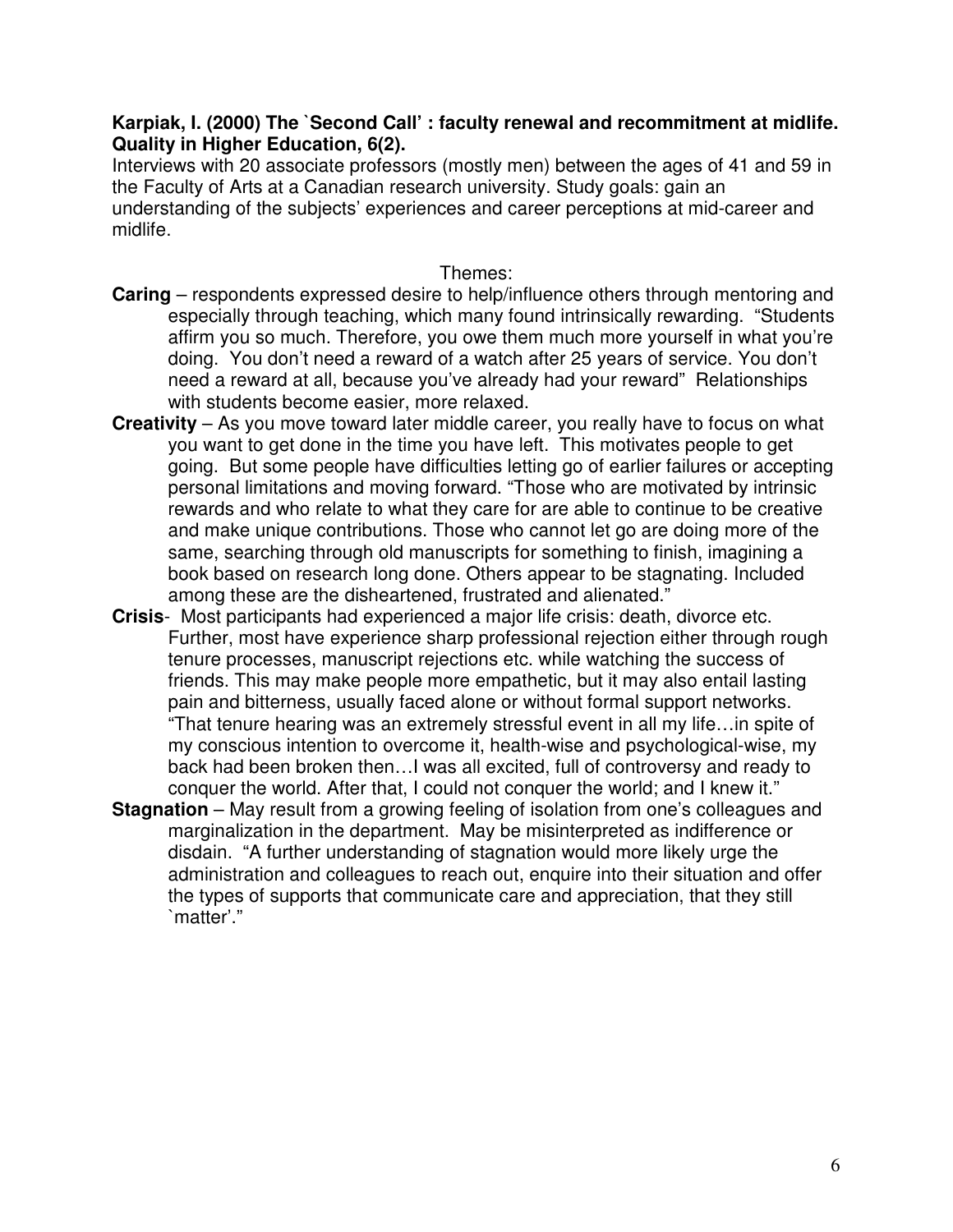**Karpiak, I. (2000) The `Second Call' : faculty renewal and recommitment at midlife. Quality in Higher Education, 6(2).**

Interviews with 20 associate professors (mostly men) between the ages of 41 and 59 in the Faculty of Arts at a Canadian research university. Study goals: gain an understanding of the subjects' experiences and career perceptions at mid-career and midlife.

Themes:

**Caring** – respondents expressed desire to help/influence others through mentoring and especially through teaching, which many found intrinsically rewarding. "Students affirm you so much. Therefore, you owe them much more yourself in what you're doing. You don't need a reward of a watch after 25 years of service. You don't need a reward at all, because you've already had your reward" Relationships with students become easier, more relaxed.

**Creativity** – As you move toward later middle career, you really have to focus on what you want to get done in the time you have left. This motivates people to get going. But some people have difficulties letting go of earlier failures or accepting personal limitations and moving forward. "Those who are motivated by intrinsic rewards and who relate to what they care for are able to continue to be creative and make unique contributions. Those who cannot let go are doing more of the same, searching through old manuscripts for something to finish, imagining a book based on research long done. Others appear to be stagnating. Included among these are the disheartened, frustrated and alienated."

**Crisis**- Most participants had experienced a major life crisis: death, divorce etc. Further, most have experience sharp professional rejection either through rough tenure processes, manuscript rejections etc. while watching the success of friends. This may make people more empathetic, but it may also entail lasting pain and bitterness, usually faced alone or without formal support networks. "That tenure hearing was an extremely stressful event in all my life…in spite of my conscious intention to overcome it, health-wise and psychological-wise, my back had been broken then…I was all excited, full of controversy and ready to conquer the world. After that, I could not conquer the world; and I knew it."

**Stagnation** – May result from a growing feeling of isolation from one's colleagues and marginalization in the department. May be misinterpreted as indifference or disdain. "A further understanding of stagnation would more likely urge the administration and colleagues to reach out, enquire into their situation and offer the types of supports that communicate care and appreciation, that they still `matter'."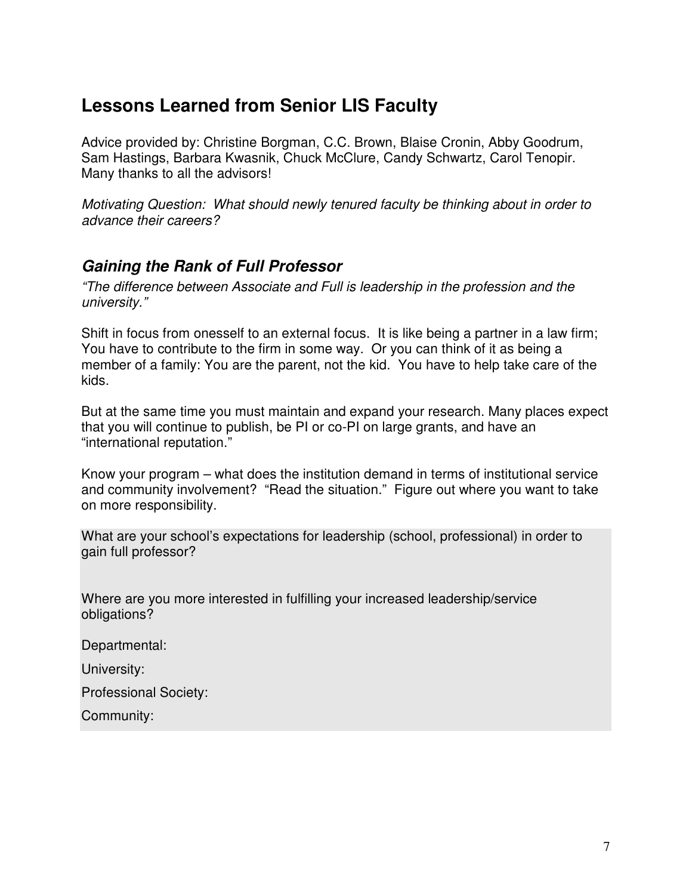# Lessons Learned from Senior LIS Faculty

Advice provided by: Christine Borgman, C.C. Brown, Blaise Cronin, Abby Goodrum, Sam Hastings, Barbara Kwasnik, Chuck McClure, Candy Schwartz, Carol Tenopir. Many thanks to all the advisors!

*Motivating Question: What should newly tenured faculty be thinking about in order to advance their careers?*

## *Gaining the Rank of Full Professor*

*"The difference between Associate and Full is leadership in the profession and the university."*

Shift in focus from onesself to an external focus. It is like being a partner in a law firm; You have to contribute to the firm in some way. Or you can think of it as being a member of a family: You are the parent, not the kid. You have to help take care of the kids.

But at the same time you must maintain and expand your research. Many places expect that you will continue to publish, be PI or co-PI on large grants, and have an "international reputation."

Know your program – what does the institution demand in terms of institutional service and community involvement? "Read the situation." Figure out where you want to take on more responsibility.

What are your school's expectations for leadership (school, professional) in order to gain full professor?

Where are you more interested in fulfilling your increased leadership/service obligations?

Departmental:

University:

Professional Society:

Community: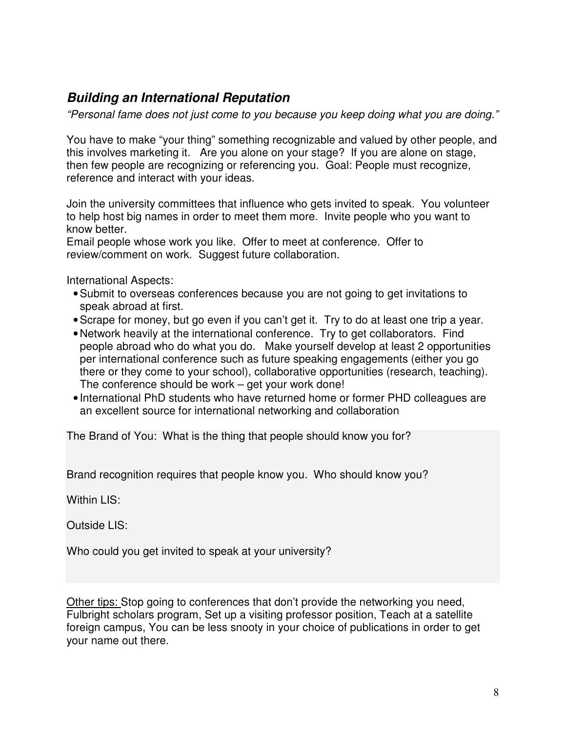### ***Building an International Reputation***

*"Personal fame does not just come to you because you keep doing what you are doing."*

You have to make "your thing" something recognizable and valued by other people, and this involves marketing it. Are you alone on your stage? If you are alone on stage, then few people are recognizing or referencing you. Goal: People must recognize, reference and interact with your ideas.

Join the university committees that influence who gets invited to speak. You volunteer to help host big names in order to meet them more. Invite people who you want to know better.
Email people whose work you like. Offer to meet at conference. Offer to review/comment on work. Suggest future collaboration.

International Aspects:

- Submit to overseas conferences because you are not going to get invitations to speak abroad at first.
- Scrape for money, but go even if you can't get it. Try to do at least one trip a year.
- Network heavily at the international conference. Try to get collaborators. Find people abroad who do what you do. Make yourself develop at least 2 opportunities per international conference such as future speaking engagements (either you go there or they come to your school), collaborative opportunities (research, teaching). The conference should be work – get your work done!
- International PhD students who have returned home or former PHD colleagues are an excellent source for international networking and collaboration

The Brand of You: What is the thing that people should know you for?

Brand recognition requires that people know you. Who should know you?

Within LIS:

Outside LIS:

Who could you get invited to speak at your university?

<u>Other tips:</u> Stop going to conferences that don't provide the networking you need, Fulbright scholars program, Set up a visiting professor position, Teach at a satellite foreign campus, You can be less snooty in your choice of publications in order to get your name out there.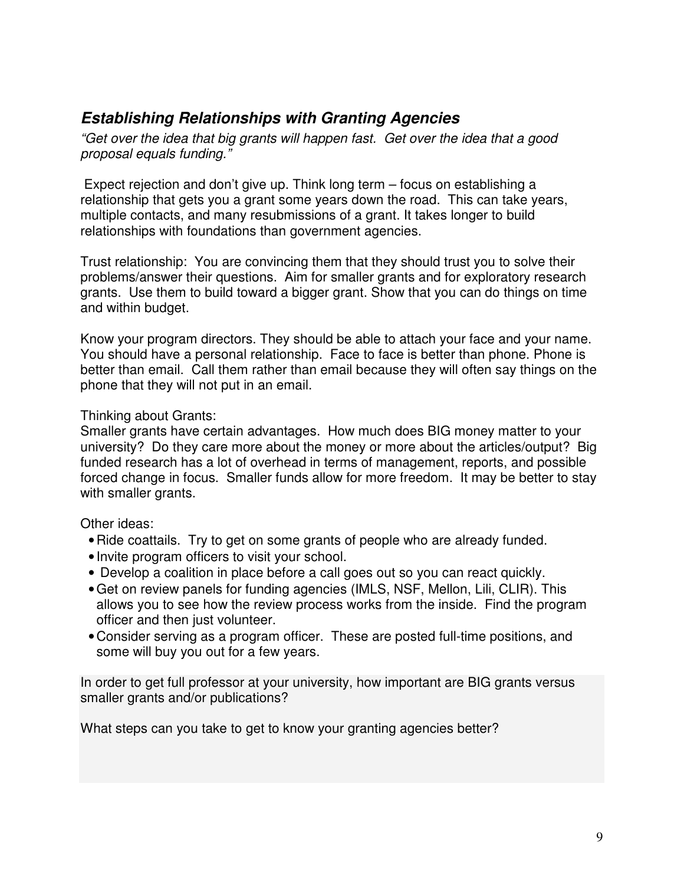## *Establishing Relationships with Granting Agencies*

*"Get over the idea that big grants will happen fast. Get over the idea that a good proposal equals funding."*

Expect rejection and don't give up. Think long term – focus on establishing a relationship that gets you a grant some years down the road. This can take years, multiple contacts, and many resubmissions of a grant. It takes longer to build relationships with foundations than government agencies.

Trust relationship: You are convincing them that they should trust you to solve their problems/answer their questions. Aim for smaller grants and for exploratory research grants. Use them to build toward a bigger grant. Show that you can do things on time and within budget.

Know your program directors. They should be able to attach your face and your name. You should have a personal relationship. Face to face is better than phone. Phone is better than email. Call them rather than email because they will often say things on the phone that they will not put in an email.

Thinking about Grants:
Smaller grants have certain advantages. How much does BIG money matter to your university? Do they care more about the money or more about the articles/output? Big funded research has a lot of overhead in terms of management, reports, and possible forced change in focus. Smaller funds allow for more freedom. It may be better to stay with smaller grants.

Other ideas:

- Ride coattails. Try to get on some grants of people who are already funded.
- Invite program officers to visit your school.
- Develop a coalition in place before a call goes out so you can react quickly.
- Get on review panels for funding agencies (IMLS, NSF, Mellon, Lili, CLIR). This allows you to see how the review process works from the inside. Find the program officer and then just volunteer.
- Consider serving as a program officer. These are posted full-time positions, and some will buy you out for a few years.

In order to get full professor at your university, how important are BIG grants versus smaller grants and/or publications?

What steps can you take to get to know your granting agencies better?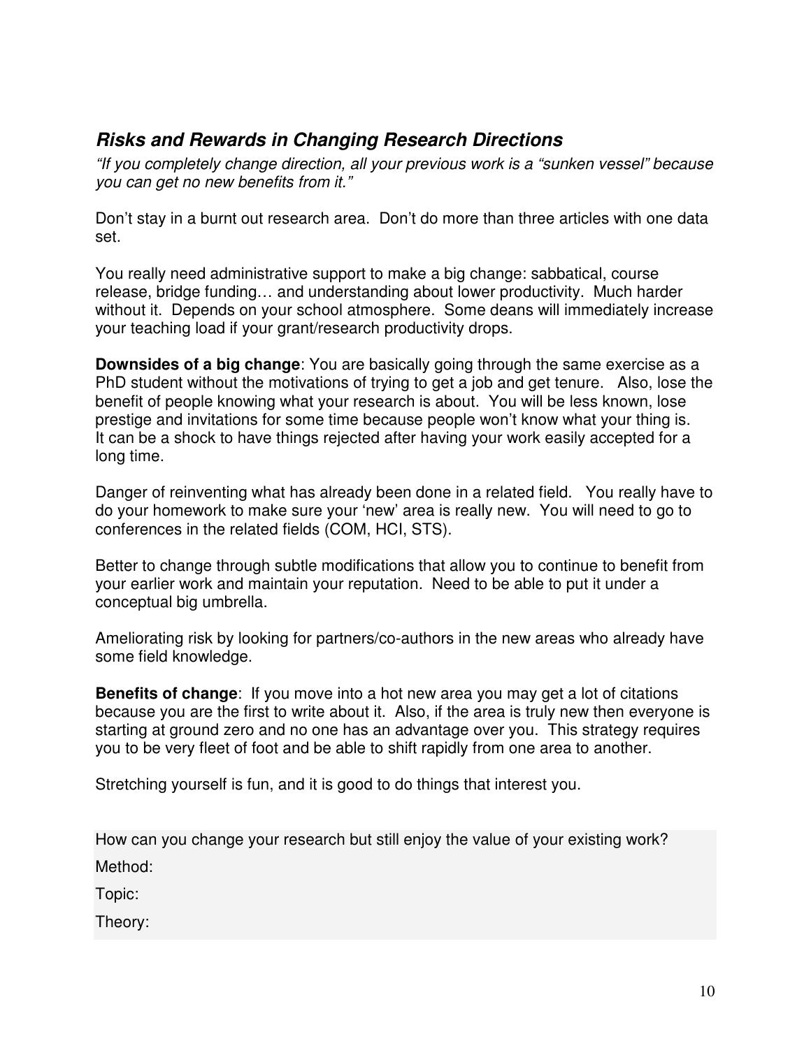### ***Risks and Rewards in Changing Research Directions***

*"If you completely change direction, all your previous work is a "sunken vessel" because you can get no new benefits from it."*

Don't stay in a burnt out research area. Don't do more than three articles with one data set.

You really need administrative support to make a big change: sabbatical, course release, bridge funding… and understanding about lower productivity. Much harder without it. Depends on your school atmosphere. Some deans will immediately increase your teaching load if your grant/research productivity drops.

**Downsides of a big change**: You are basically going through the same exercise as a PhD student without the motivations of trying to get a job and get tenure. Also, lose the benefit of people knowing what your research is about. You will be less known, lose prestige and invitations for some time because people won't know what your thing is. It can be a shock to have things rejected after having your work easily accepted for a long time.

Danger of reinventing what has already been done in a related field. You really have to do your homework to make sure your 'new' area is really new. You will need to go to conferences in the related fields (COM, HCI, STS).

Better to change through subtle modifications that allow you to continue to benefit from your earlier work and maintain your reputation. Need to be able to put it under a conceptual big umbrella.

Ameliorating risk by looking for partners/co-authors in the new areas who already have some field knowledge.

**Benefits of change**: If you move into a hot new area you may get a lot of citations because you are the first to write about it. Also, if the area is truly new then everyone is starting at ground zero and no one has an advantage over you. This strategy requires you to be very fleet of foot and be able to shift rapidly from one area to another.

Stretching yourself is fun, and it is good to do things that interest you.

How can you change your research but still enjoy the value of your existing work?

Method:

Topic:

Theory: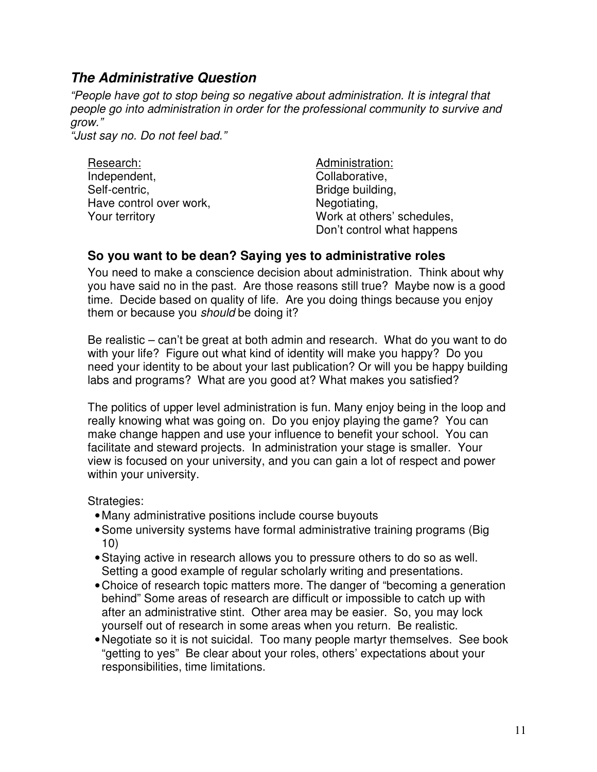## *The Administrative Question*

*"People have got to stop being so negative about administration. It is integral that people go into administration in order for the professional community to survive and grow."*
*"Just say no. Do not feel bad."*

| Research: | Administration: |
|---|---|
| Independent, | Collaborative, |
| Self-centric, | Bridge building, |
| Have control over work, | Negotiating, |
| Your territory | Work at others' schedules, |
| | Don't control what happens |

### So you want to be dean? Saying yes to administrative roles

You need to make a conscience decision about administration. Think about why you have said no in the past. Are those reasons still true? Maybe now is a good time. Decide based on quality of life. Are you doing things because you enjoy them or because you *should* be doing it?

Be realistic – can't be great at both admin and research. What do you want to do with your life? Figure out what kind of identity will make you happy? Do you need your identity to be about your last publication? Or will you be happy building labs and programs? What are you good at? What makes you satisfied?

The politics of upper level administration is fun. Many enjoy being in the loop and really knowing what was going on. Do you enjoy playing the game? You can make change happen and use your influence to benefit your school. You can facilitate and steward projects. In administration your stage is smaller. Your view is focused on your university, and you can gain a lot of respect and power within your university.

Strategies:

- Many administrative positions include course buyouts
- Some university systems have formal administrative training programs (Big 10)
- Staying active in research allows you to pressure others to do so as well. Setting a good example of regular scholarly writing and presentations.
- Choice of research topic matters more. The danger of "becoming a generation behind" Some areas of research are difficult or impossible to catch up with after an administrative stint. Other area may be easier. So, you may lock yourself out of research in some areas when you return. Be realistic.
- Negotiate so it is not suicidal. Too many people martyr themselves. See book "getting to yes" Be clear about your roles, others' expectations about your responsibilities, time limitations.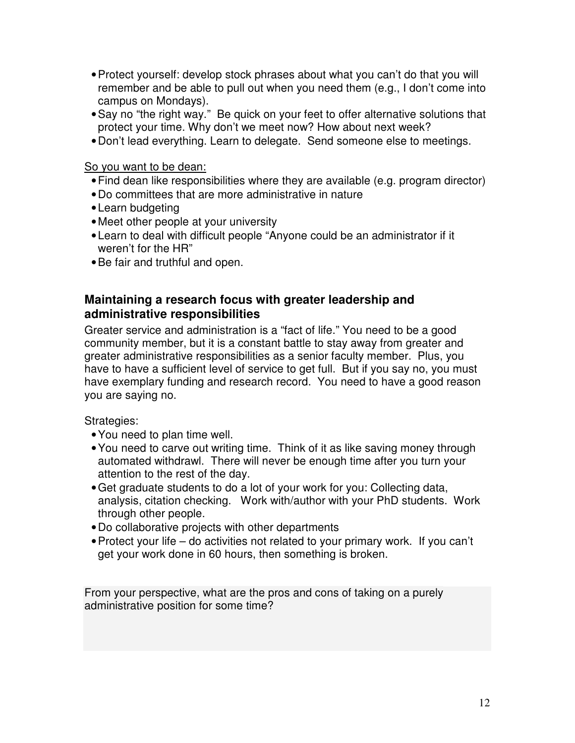- Protect yourself: develop stock phrases about what you can't do that you will remember and be able to pull out when you need them (e.g., I don't come into campus on Mondays).
- Say no "the right way." Be quick on your feet to offer alternative solutions that protect your time. Why don't we meet now? How about next week?
- Don't lead everything. Learn to delegate. Send someone else to meetings.

So you want to be dean:

- Find dean like responsibilities where they are available (e.g. program director)
- Do committees that are more administrative in nature
- Learn budgeting
- Meet other people at your university
- Learn to deal with difficult people "Anyone could be an administrator if it weren't for the HR"
- Be fair and truthful and open.

### Maintaining a research focus with greater leadership and administrative responsibilities

Greater service and administration is a "fact of life." You need to be a good community member, but it is a constant battle to stay away from greater and greater administrative responsibilities as a senior faculty member. Plus, you have to have a sufficient level of service to get full. But if you say no, you must have exemplary funding and research record. You need to have a good reason you are saying no.

Strategies:

- You need to plan time well.
- You need to carve out writing time. Think of it as like saving money through automated withdrawl. There will never be enough time after you turn your attention to the rest of the day.
- Get graduate students to do a lot of your work for you: Collecting data, analysis, citation checking. Work with/author with your PhD students. Work through other people.
- Do collaborative projects with other departments
- Protect your life – do activities not related to your primary work. If you can't get your work done in 60 hours, then something is broken.

From your perspective, what are the pros and cons of taking on a purely administrative position for some time?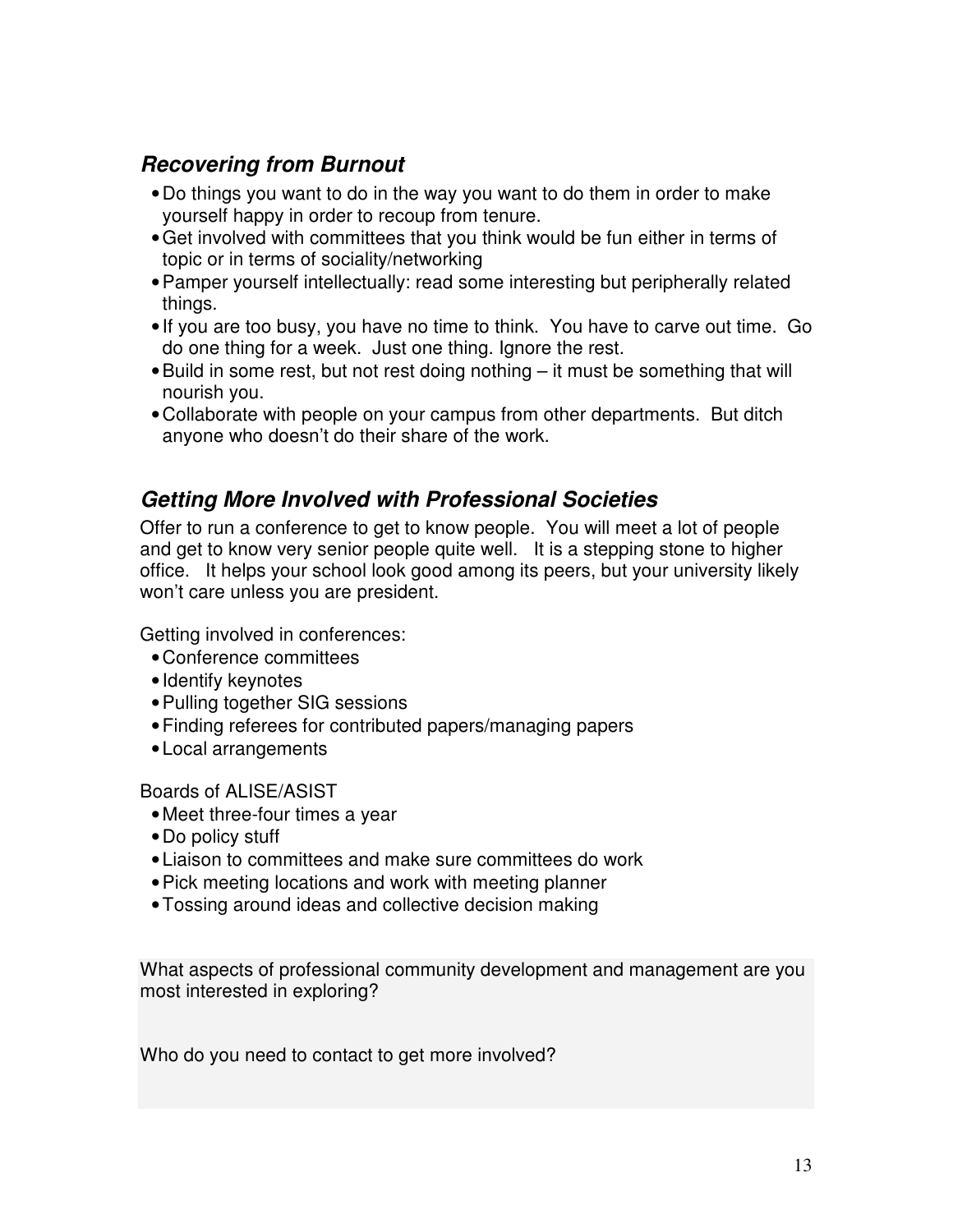## ***Recovering from Burnout***

- Do things you want to do in the way you want to do them in order to make yourself happy in order to recoup from tenure.
- Get involved with committees that you think would be fun either in terms of topic or in terms of sociality/networking
- Pamper yourself intellectually: read some interesting but peripherally related things.
- If you are too busy, you have no time to think. You have to carve out time. Go do one thing for a week. Just one thing. Ignore the rest.
- Build in some rest, but not rest doing nothing – it must be something that will nourish you.
- Collaborate with people on your campus from other departments. But ditch anyone who doesn't do their share of the work.

## ***Getting More Involved with Professional Societies***

Offer to run a conference to get to know people. You will meet a lot of people and get to know very senior people quite well. It is a stepping stone to higher office. It helps your school look good among its peers, but your university likely won't care unless you are president.

Getting involved in conferences:

- Conference committees
- Identify keynotes
- Pulling together SIG sessions
- Finding referees for contributed papers/managing papers
- Local arrangements

Boards of ALISE/ASIST

- Meet three-four times a year
- Do policy stuff
- Liaison to committees and make sure committees do work
- Pick meeting locations and work with meeting planner
- Tossing around ideas and collective decision making

What aspects of professional community development and management are you most interested in exploring?

Who do you need to contact to get more involved?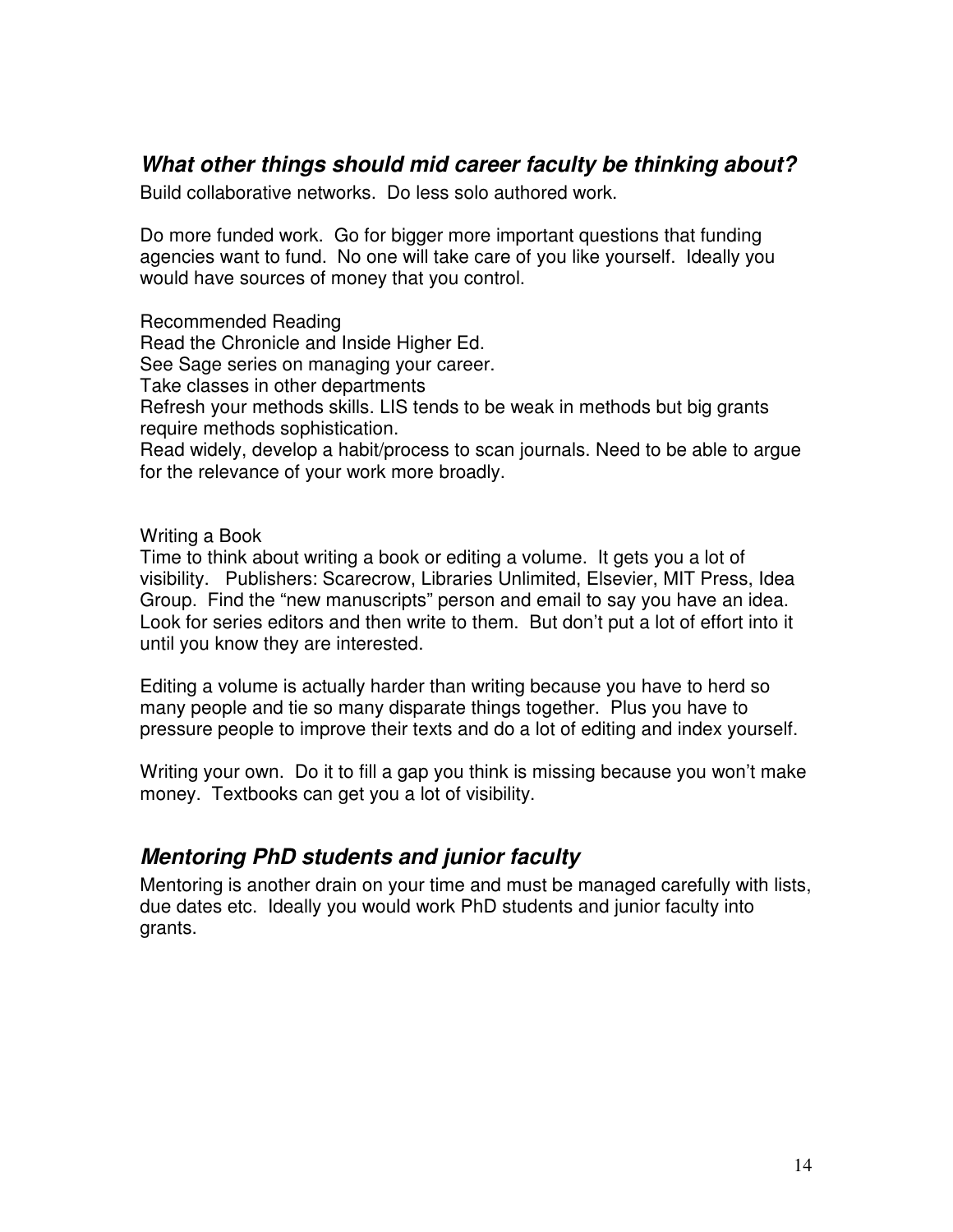### ***What other things should mid career faculty be thinking about?***

Build collaborative networks. Do less solo authored work.

Do more funded work. Go for bigger more important questions that funding agencies want to fund. No one will take care of you like yourself. Ideally you would have sources of money that you control.

Recommended Reading
Read the Chronicle and Inside Higher Ed.
See Sage series on managing your career.
Take classes in other departments
Refresh your methods skills. LIS tends to be weak in methods but big grants require methods sophistication.
Read widely, develop a habit/process to scan journals. Need to be able to argue for the relevance of your work more broadly.

Writing a Book
Time to think about writing a book or editing a volume. It gets you a lot of visibility. Publishers: Scarecrow, Libraries Unlimited, Elsevier, MIT Press, Idea Group. Find the "new manuscripts" person and email to say you have an idea. Look for series editors and then write to them. But don't put a lot of effort into it until you know they are interested.

Editing a volume is actually harder than writing because you have to herd so many people and tie so many disparate things together. Plus you have to pressure people to improve their texts and do a lot of editing and index yourself.

Writing your own. Do it to fill a gap you think is missing because you won't make money. Textbooks can get you a lot of visibility.

### ***Mentoring PhD students and junior faculty***

Mentoring is another drain on your time and must be managed carefully with lists, due dates etc. Ideally you would work PhD students and junior faculty into grants.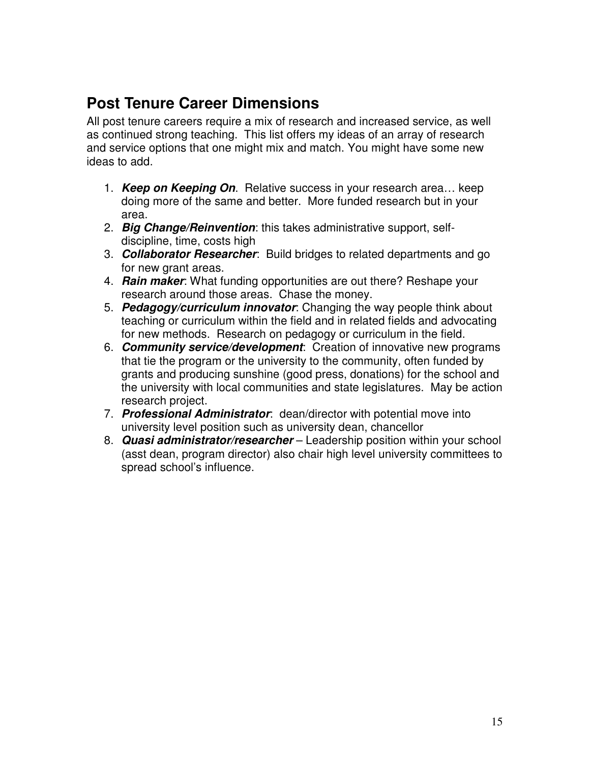## Post Tenure Career Dimensions

All post tenure careers require a mix of research and increased service, as well as continued strong teaching. This list offers my ideas of an array of research and service options that one might mix and match. You might have some new ideas to add.

1. ***Keep on Keeping On***. Relative success in your research area… keep doing more of the same and better. More funded research but in your area.
2. ***Big Change/Reinvention***: this takes administrative support, self-discipline, time, costs high
3. ***Collaborator Researcher***: Build bridges to related departments and go for new grant areas.
4. ***Rain maker***: What funding opportunities are out there? Reshape your research around those areas. Chase the money.
5. ***Pedagogy/curriculum innovator***: Changing the way people think about teaching or curriculum within the field and in related fields and advocating for new methods. Research on pedagogy or curriculum in the field.
6. ***Community service/development***: Creation of innovative new programs that tie the program or the university to the community, often funded by grants and producing sunshine (good press, donations) for the school and the university with local communities and state legislatures. May be action research project.
7. ***Professional Administrator***: dean/director with potential move into university level position such as university dean, chancellor
8. ***Quasi administrator/researcher*** – Leadership position within your school (asst dean, program director) also chair high level university committees to spread school's influence.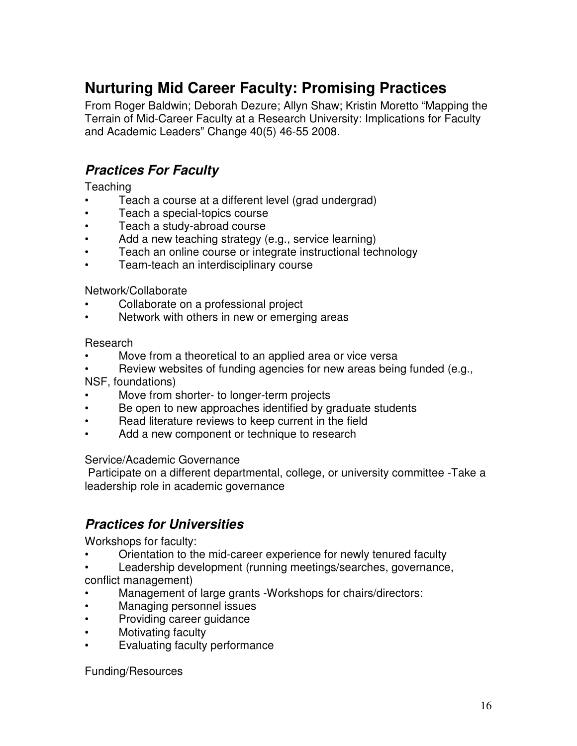# Nurturing Mid Career Faculty: Promising Practices

From Roger Baldwin; Deborah Dezure; Allyn Shaw; Kristin Moretto "Mapping the Terrain of Mid-Career Faculty at a Research University: Implications for Faculty and Academic Leaders" Change 40(5) 46-55 2008.

## *Practices For Faculty*

Teaching

- Teach a course at a different level (grad undergrad)
- Teach a special-topics course
- Teach a study-abroad course
- Add a new teaching strategy (e.g., service learning)
- Teach an online course or integrate instructional technology
- Team-teach an interdisciplinary course

Network/Collaborate

- Collaborate on a professional project
- Network with others in new or emerging areas

Research

- Move from a theoretical to an applied area or vice versa
- Review websites of funding agencies for new areas being funded (e.g., NSF, foundations)
- Move from shorter- to longer-term projects
- Be open to new approaches identified by graduate students
- Read literature reviews to keep current in the field
- Add a new component or technique to research

Service/Academic Governance

Participate on a different departmental, college, or university committee -Take a leadership role in academic governance

## *Practices for Universities*

Workshops for faculty:

- Orientation to the mid-career experience for newly tenured faculty
- Leadership development (running meetings/searches, governance, conflict management)
- Management of large grants -Workshops for chairs/directors:
- Managing personnel issues
- Providing career guidance
- Motivating faculty
- Evaluating faculty performance

Funding/Resources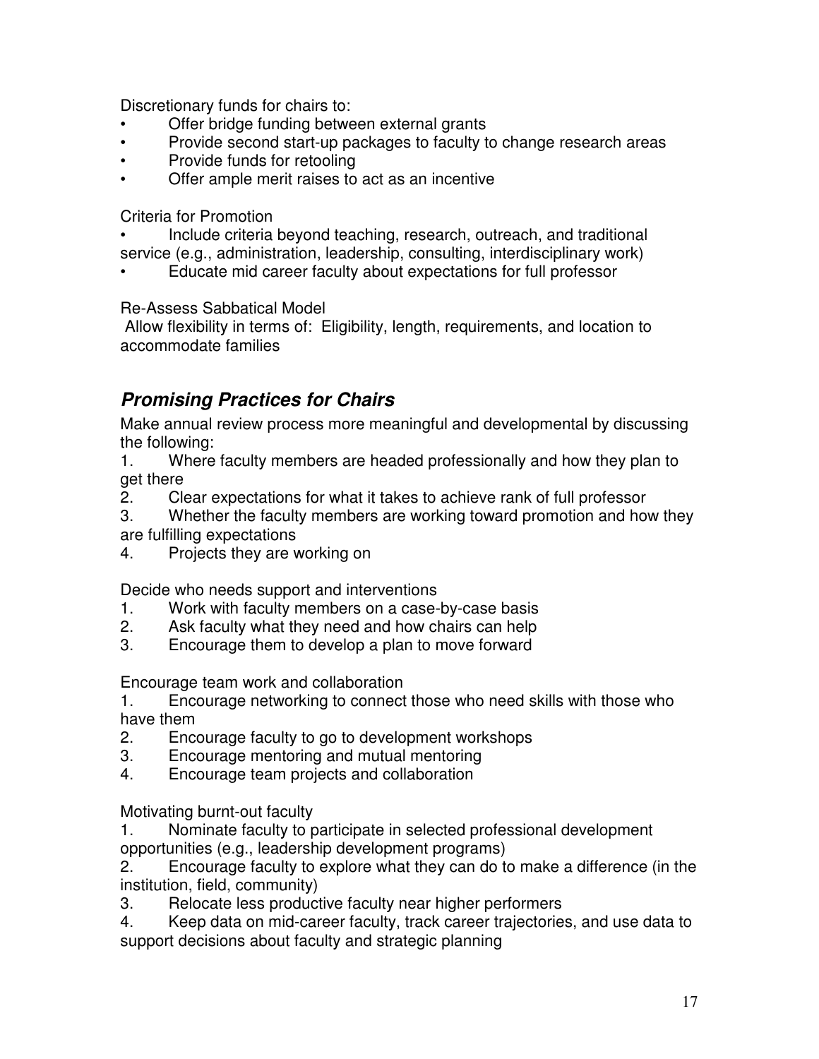Discretionary funds for chairs to:

- Offer bridge funding between external grants
- Provide second start-up packages to faculty to change research areas
- Provide funds for retooling
- Offer ample merit raises to act as an incentive

Criteria for Promotion

- Include criteria beyond teaching, research, outreach, and traditional service (e.g., administration, leadership, consulting, interdisciplinary work)
- Educate mid career faculty about expectations for full professor

Re-Assess Sabbatical Model

Allow flexibility in terms of: Eligibility, length, requirements, and location to accommodate families

## ***Promising Practices for Chairs***

Make annual review process more meaningful and developmental by discussing the following:

1. Where faculty members are headed professionally and how they plan to get there
2. Clear expectations for what it takes to achieve rank of full professor
3. Whether the faculty members are working toward promotion and how they are fulfilling expectations
4. Projects they are working on

Decide who needs support and interventions

1. Work with faculty members on a case-by-case basis
2. Ask faculty what they need and how chairs can help
3. Encourage them to develop a plan to move forward

Encourage team work and collaboration

1. Encourage networking to connect those who need skills with those who have them
2. Encourage faculty to go to development workshops
3. Encourage mentoring and mutual mentoring
4. Encourage team projects and collaboration

Motivating burnt-out faculty

1. Nominate faculty to participate in selected professional development opportunities (e.g., leadership development programs)
2. Encourage faculty to explore what they can do to make a difference (in the institution, field, community)
3. Relocate less productive faculty near higher performers
4. Keep data on mid-career faculty, track career trajectories, and use data to support decisions about faculty and strategic planning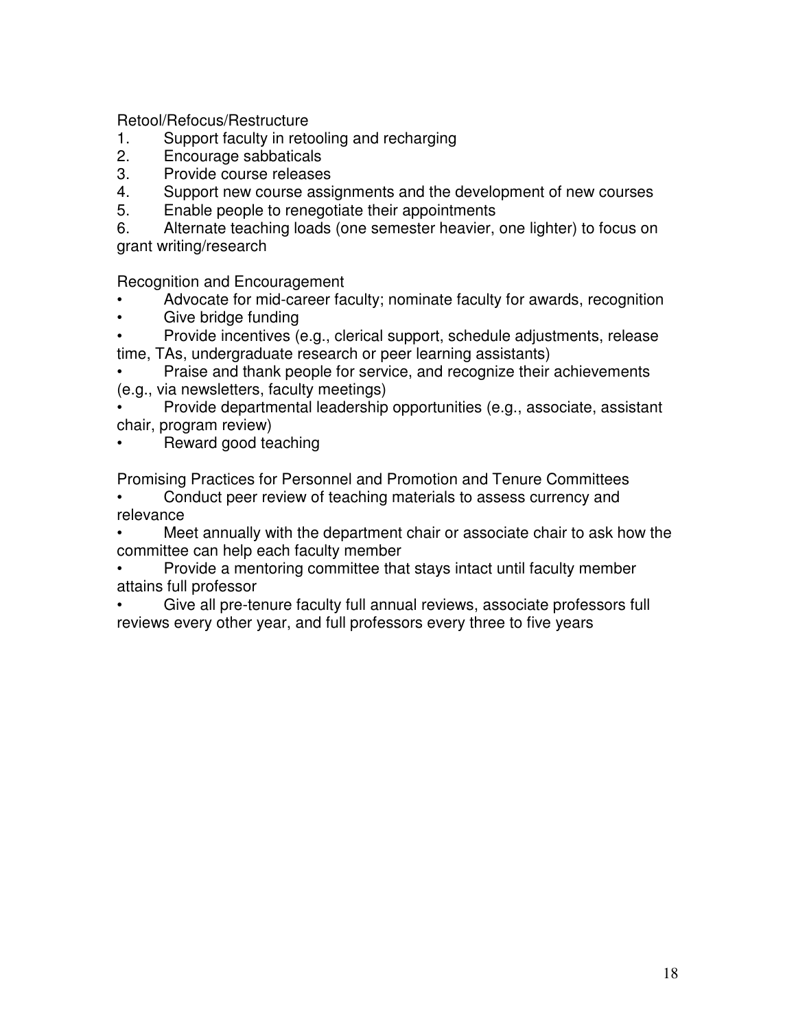Retool/Refocus/Restructure

1. Support faculty in retooling and recharging
2. Encourage sabbaticals
3. Provide course releases
4. Support new course assignments and the development of new courses
5. Enable people to renegotiate their appointments
6. Alternate teaching loads (one semester heavier, one lighter) to focus on grant writing/research

Recognition and Encouragement

- Advocate for mid-career faculty; nominate faculty for awards, recognition
- Give bridge funding
- Provide incentives (e.g., clerical support, schedule adjustments, release time, TAs, undergraduate research or peer learning assistants)
- Praise and thank people for service, and recognize their achievements (e.g., via newsletters, faculty meetings)
- Provide departmental leadership opportunities (e.g., associate, assistant chair, program review)
- Reward good teaching

Promising Practices for Personnel and Promotion and Tenure Committees

- Conduct peer review of teaching materials to assess currency and relevance
- Meet annually with the department chair or associate chair to ask how the committee can help each faculty member
- Provide a mentoring committee that stays intact until faculty member attains full professor
- Give all pre-tenure faculty full annual reviews, associate professors full reviews every other year, and full professors every three to five years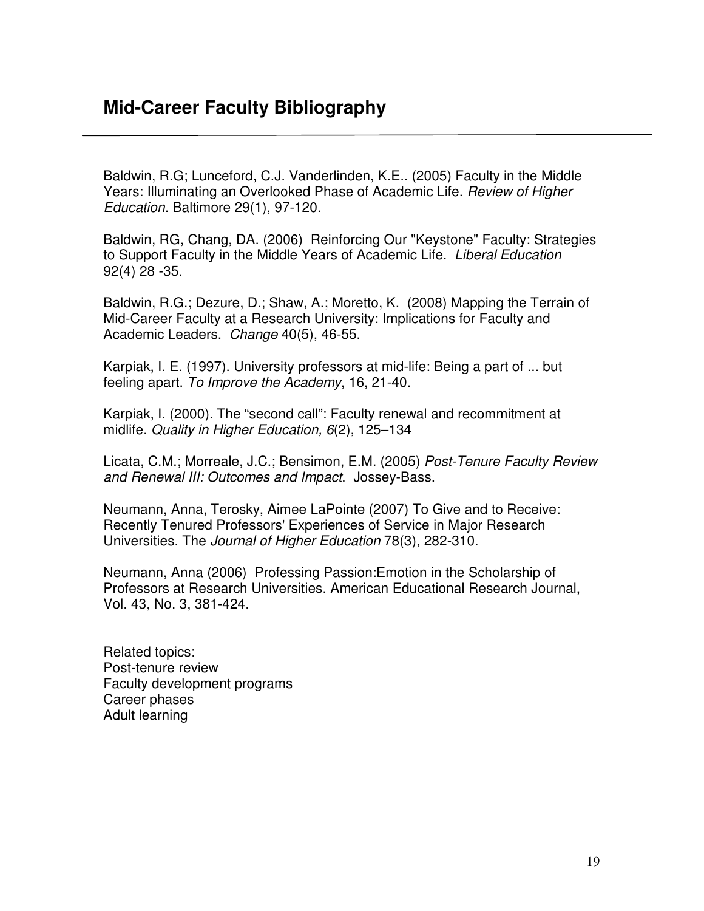## Mid-Career Faculty Bibliography

---

Baldwin, R.G; Lunceford, C.J. Vanderlinden, K.E.. (2005) Faculty in the Middle Years: Illuminating an Overlooked Phase of Academic Life. *Review of Higher Education*. Baltimore 29(1), 97-120.

Baldwin, RG, Chang, DA. (2006) Reinforcing Our "Keystone" Faculty: Strategies to Support Faculty in the Middle Years of Academic Life. *Liberal Education* 92(4) 28 -35.

Baldwin, R.G.; Dezure, D.; Shaw, A.; Moretto, K. (2008) Mapping the Terrain of Mid-Career Faculty at a Research University: Implications for Faculty and Academic Leaders. *Change* 40(5), 46-55.

Karpiak, I. E. (1997). University professors at mid-life: Being a part of ... but feeling apart. *To Improve the Academy*, 16, 21-40.

Karpiak, I. (2000). The "second call": Faculty renewal and recommitment at midlife. *Quality in Higher Education, 6*(2), 125–134

Licata, C.M.; Morreale, J.C.; Bensimon, E.M. (2005) *Post-Tenure Faculty Review and Renewal III: Outcomes and Impact*. Jossey-Bass.

Neumann, Anna, Terosky, Aimee LaPointe (2007) To Give and to Receive: Recently Tenured Professors' Experiences of Service in Major Research Universities. The *Journal of Higher Education* 78(3), 282-310.

Neumann, Anna (2006) Professing Passion:Emotion in the Scholarship of Professors at Research Universities. American Educational Research Journal, Vol. 43, No. 3, 381-424.

Related topics:
Post-tenure review
Faculty development programs
Career phases
Adult learning